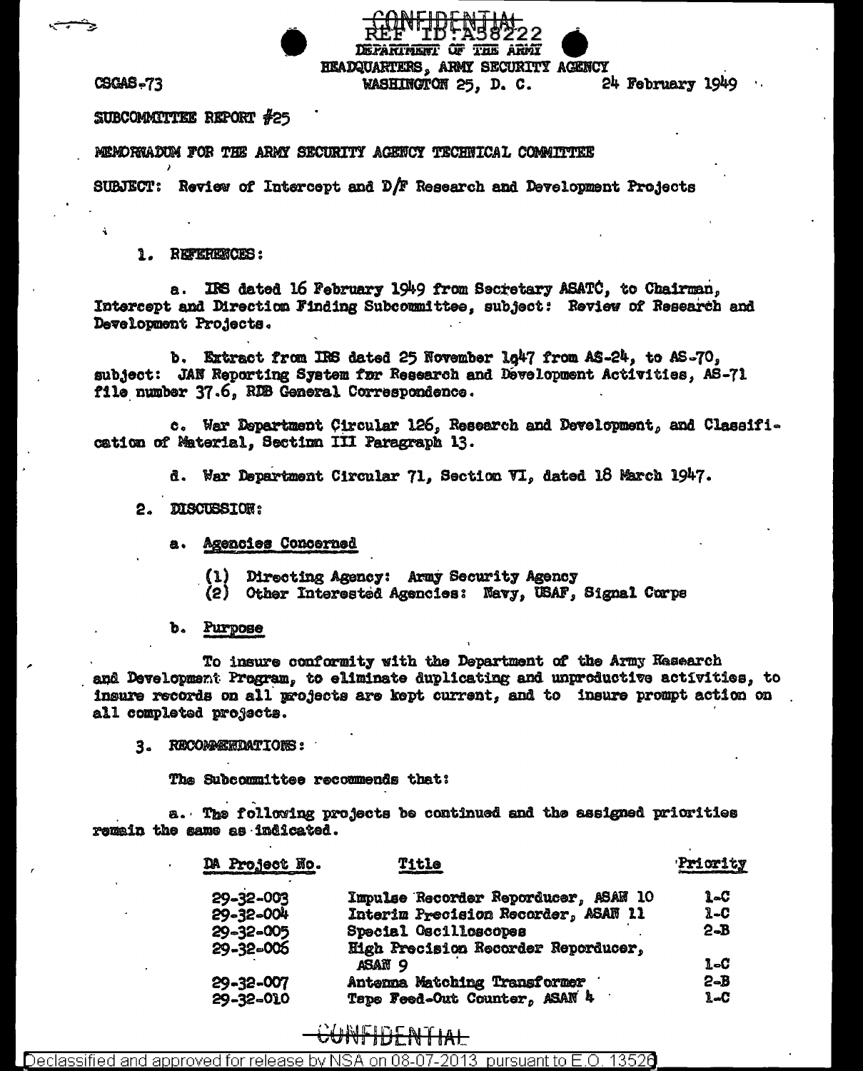CONFIDENTIAL

REF ID:A58222

DEPARTMENT OF THE ARMY
HEADQUARTERS, ARMY SECURITY AGENCY
WASHINGTON 25, D. C.

CSGAS-73

24 February 1949

SUBCOMMITTEE REPORT #25

MEMORANDUM FOR THE ARMY SECURITY AGENCY TECHNICAL COMMITTEE

SUBJECT: Review of Intercept and D/F Research and Development Projects

1. REFERENCES:

a. IRS dated 16 February 1949 from Secretary ASATC, to Chairman, Intercept and Direction Finding Subcommittee, subject: Review of Research and Development Projects.

b. Extract from IRS dated 25 November 1947 from AS-24, to AS-70, subject: JAN Reporting System for Research and Development Activities, AS-71 file number 37.6, RDB General Correspondence.

c. War Department Circular 126, Research and Development, and Classification of Material, Section III Paragraph 13.

d. War Department Circular 71, Section VI, dated 18 March 1947.

2. DISCUSSION:

a. Agencies Concerned

(1) Directing Agency: Army Security Agency
(2) Other Interested Agencies: Navy, USAF, Signal Corps

b. Purpose

To insure conformity with the Department of the Army Research and Development Program, to eliminate duplicating and unproductive activities, to insure records on all projects are kept current, and to insure prompt action on all completed projects.

3. RECOMMENDATIONS:

The Subcommittee recommends that:

a. The following projects be continued and the assigned priorities remain the same as indicated.

| DA Project No. | Title | Priority |
|---|---|---|
| 29-32-003 | Impulse Recorder Reporducer, ASAN 10 | 1-C |
| 29-32-004 | Interim Precision Recorder, ASAN 11 | 1-C |
| 29-32-005 | Special Oscilloscopes | 2-B |
| 29-32-006 | High Precision Recorder Reporducer, ASAN 9 | 1-C |
| 29-32-007 | Antenna Matching Transformer | 2-B |
| 29-32-010 | Tape Feed-Out Counter, ASAN 4 | 1-C |

CONFIDENTIAL

Declassified and approved for release by NSA on 08-07-2013 pursuant to E.O. 13526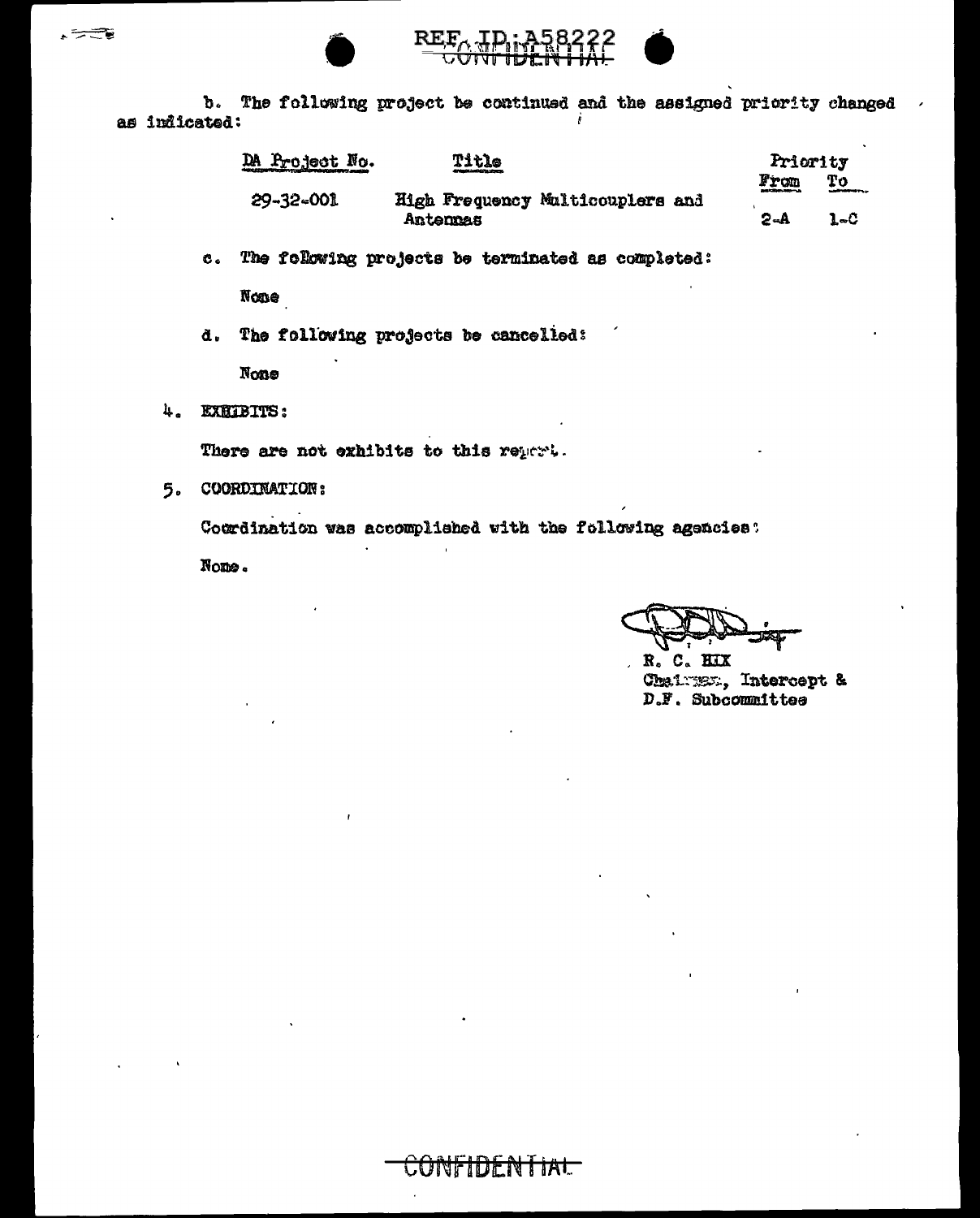b. The following project be continued and the assigned priority changed as indicated:

| DA Project No. | Title | Priority From | Priority To |
|---|---|---|---|
| 29-32-001 | High Frequency Multicouplers and Antennas | 2-A | 1-C |

c. The following projects be terminated as completed:

None

d. The following projects be cancelled:

None

4. EXHIBITS:

There are not exhibits to this report.

5. COORDINATION:

Coordination was accomplished with the following agencies:

None.

R. C. HIX
Chairman, Intercept & D.F. Subcommittee

CONFIDENTIAL